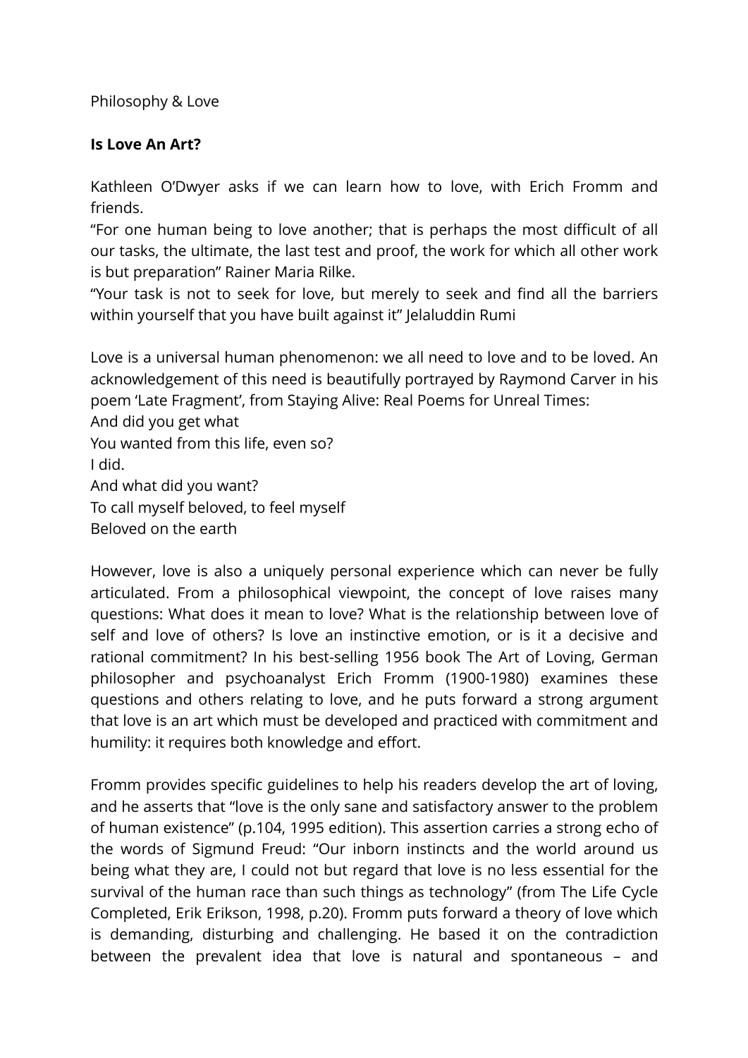Philosophy & Love

## Is Love An Art?

Kathleen O'Dwyer asks if we can learn how to love, with Erich Fromm and friends.

"For one human being to love another; that is perhaps the most difficult of all our tasks, the ultimate, the last test and proof, the work for which all other work is but preparation" Rainer Maria Rilke.

"Your task is not to seek for love, but merely to seek and find all the barriers within yourself that you have built against it" Jelaluddin Rumi

Love is a universal human phenomenon: we all need to love and to be loved. An acknowledgement of this need is beautifully portrayed by Raymond Carver in his poem 'Late Fragment', from Staying Alive: Real Poems for Unreal Times:

And did you get what
You wanted from this life, even so?
I did.
And what did you want?
To call myself beloved, to feel myself
Beloved on the earth

However, love is also a uniquely personal experience which can never be fully articulated. From a philosophical viewpoint, the concept of love raises many questions: What does it mean to love? What is the relationship between love of self and love of others? Is love an instinctive emotion, or is it a decisive and rational commitment? In his best-selling 1956 book The Art of Loving, German philosopher and psychoanalyst Erich Fromm (1900-1980) examines these questions and others relating to love, and he puts forward a strong argument that love is an art which must be developed and practiced with commitment and humility: it requires both knowledge and effort.

Fromm provides specific guidelines to help his readers develop the art of loving, and he asserts that "love is the only sane and satisfactory answer to the problem of human existence" (p.104, 1995 edition). This assertion carries a strong echo of the words of Sigmund Freud: "Our inborn instincts and the world around us being what they are, I could not but regard that love is no less essential for the survival of the human race than such things as technology" (from The Life Cycle Completed, Erik Erikson, 1998, p.20). Fromm puts forward a theory of love which is demanding, disturbing and challenging. He based it on the contradiction between the prevalent idea that love is natural and spontaneous – and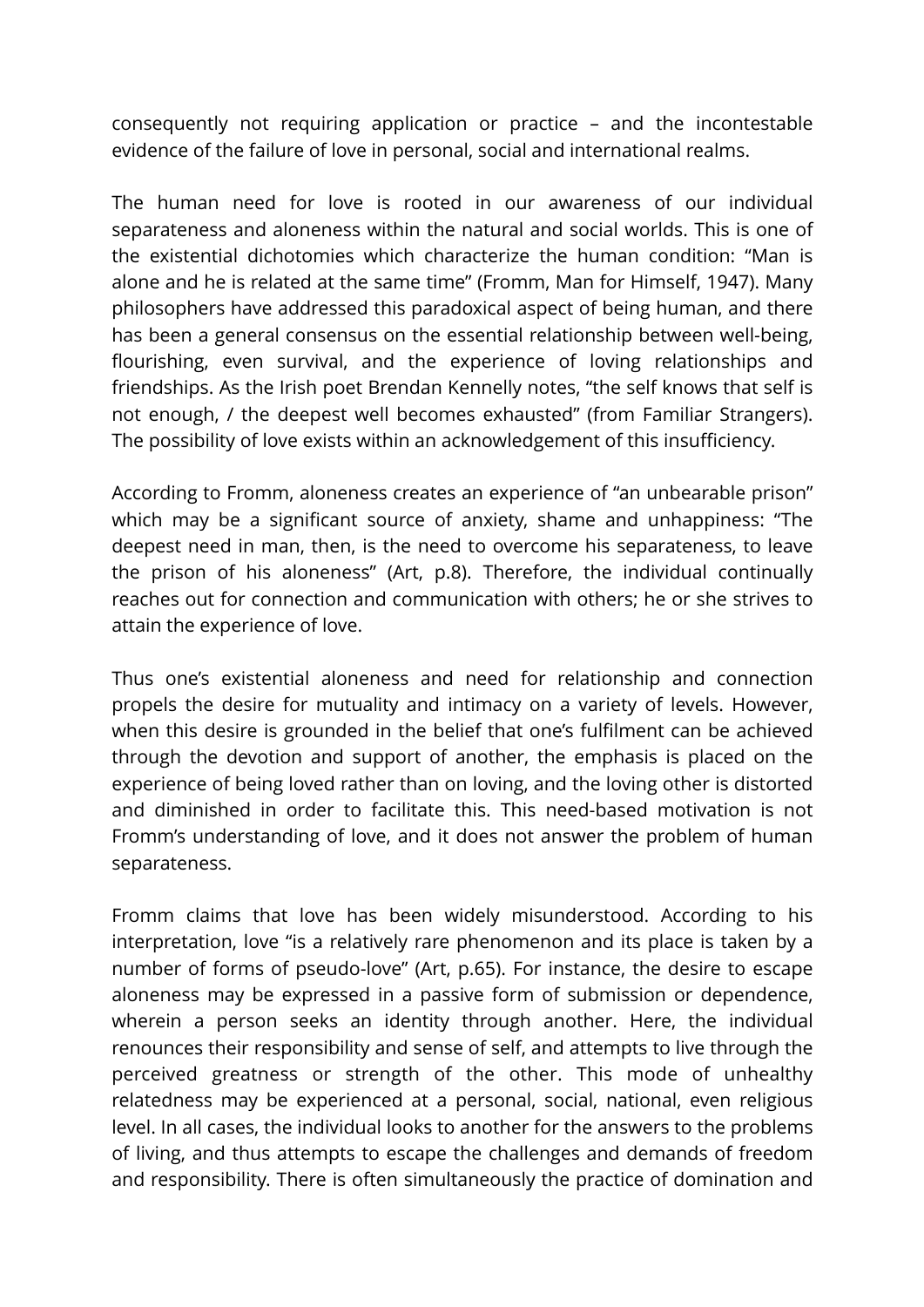consequently not requiring application or practice – and the incontestable evidence of the failure of love in personal, social and international realms.

The human need for love is rooted in our awareness of our individual separateness and aloneness within the natural and social worlds. This is one of the existential dichotomies which characterize the human condition: "Man is alone and he is related at the same time" (Fromm, Man for Himself, 1947). Many philosophers have addressed this paradoxical aspect of being human, and there has been a general consensus on the essential relationship between well-being, flourishing, even survival, and the experience of loving relationships and friendships. As the Irish poet Brendan Kennelly notes, "the self knows that self is not enough, / the deepest well becomes exhausted" (from Familiar Strangers). The possibility of love exists within an acknowledgement of this insufficiency.

According to Fromm, aloneness creates an experience of "an unbearable prison" which may be a significant source of anxiety, shame and unhappiness: "The deepest need in man, then, is the need to overcome his separateness, to leave the prison of his aloneness" (Art, p.8). Therefore, the individual continually reaches out for connection and communication with others; he or she strives to attain the experience of love.

Thus one's existential aloneness and need for relationship and connection propels the desire for mutuality and intimacy on a variety of levels. However, when this desire is grounded in the belief that one's fulfilment can be achieved through the devotion and support of another, the emphasis is placed on the experience of being loved rather than on loving, and the loving other is distorted and diminished in order to facilitate this. This need-based motivation is not Fromm's understanding of love, and it does not answer the problem of human separateness.

Fromm claims that love has been widely misunderstood. According to his interpretation, love "is a relatively rare phenomenon and its place is taken by a number of forms of pseudo-love" (Art, p.65). For instance, the desire to escape aloneness may be expressed in a passive form of submission or dependence, wherein a person seeks an identity through another. Here, the individual renounces their responsibility and sense of self, and attempts to live through the perceived greatness or strength of the other. This mode of unhealthy relatedness may be experienced at a personal, social, national, even religious level. In all cases, the individual looks to another for the answers to the problems of living, and thus attempts to escape the challenges and demands of freedom and responsibility. There is often simultaneously the practice of domination and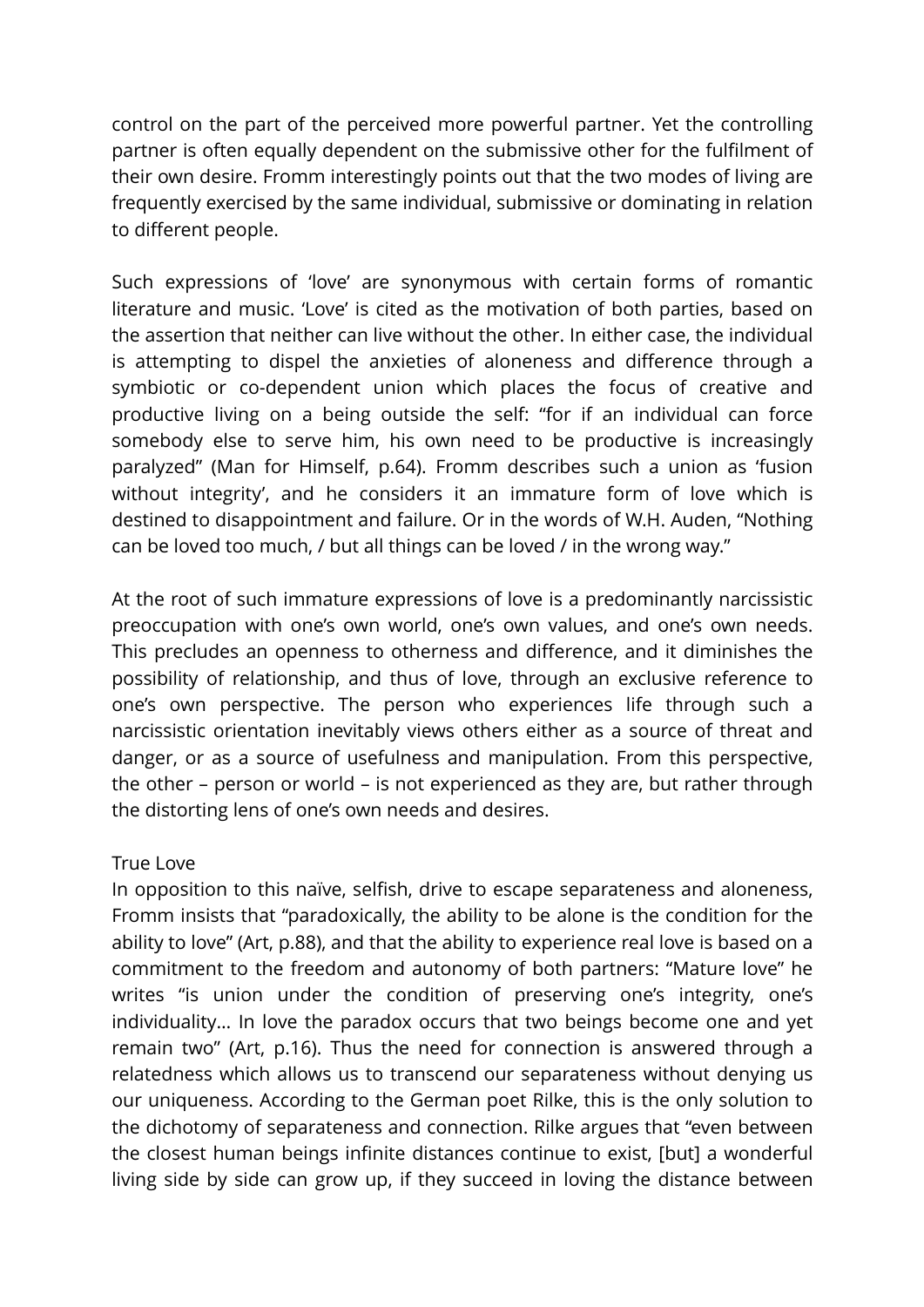control on the part of the perceived more powerful partner. Yet the controlling partner is often equally dependent on the submissive other for the fulfilment of their own desire. Fromm interestingly points out that the two modes of living are frequently exercised by the same individual, submissive or dominating in relation to different people.

Such expressions of 'love' are synonymous with certain forms of romantic literature and music. 'Love' is cited as the motivation of both parties, based on the assertion that neither can live without the other. In either case, the individual is attempting to dispel the anxieties of aloneness and difference through a symbiotic or co-dependent union which places the focus of creative and productive living on a being outside the self: "for if an individual can force somebody else to serve him, his own need to be productive is increasingly paralyzed" (Man for Himself, p.64). Fromm describes such a union as 'fusion without integrity', and he considers it an immature form of love which is destined to disappointment and failure. Or in the words of W.H. Auden, "Nothing can be loved too much, / but all things can be loved / in the wrong way."

At the root of such immature expressions of love is a predominantly narcissistic preoccupation with one's own world, one's own values, and one's own needs. This precludes an openness to otherness and difference, and it diminishes the possibility of relationship, and thus of love, through an exclusive reference to one's own perspective. The person who experiences life through such a narcissistic orientation inevitably views others either as a source of threat and danger, or as a source of usefulness and manipulation. From this perspective, the other – person or world – is not experienced as they are, but rather through the distorting lens of one's own needs and desires.

## True Love

In opposition to this naïve, selfish, drive to escape separateness and aloneness, Fromm insists that "paradoxically, the ability to be alone is the condition for the ability to love" (Art, p.88), and that the ability to experience real love is based on a commitment to the freedom and autonomy of both partners: "Mature love" he writes "is union under the condition of preserving one's integrity, one's individuality... In love the paradox occurs that two beings become one and yet remain two" (Art, p.16). Thus the need for connection is answered through a relatedness which allows us to transcend our separateness without denying us our uniqueness. According to the German poet Rilke, this is the only solution to the dichotomy of separateness and connection. Rilke argues that "even between the closest human beings infinite distances continue to exist, [but] a wonderful living side by side can grow up, if they succeed in loving the distance between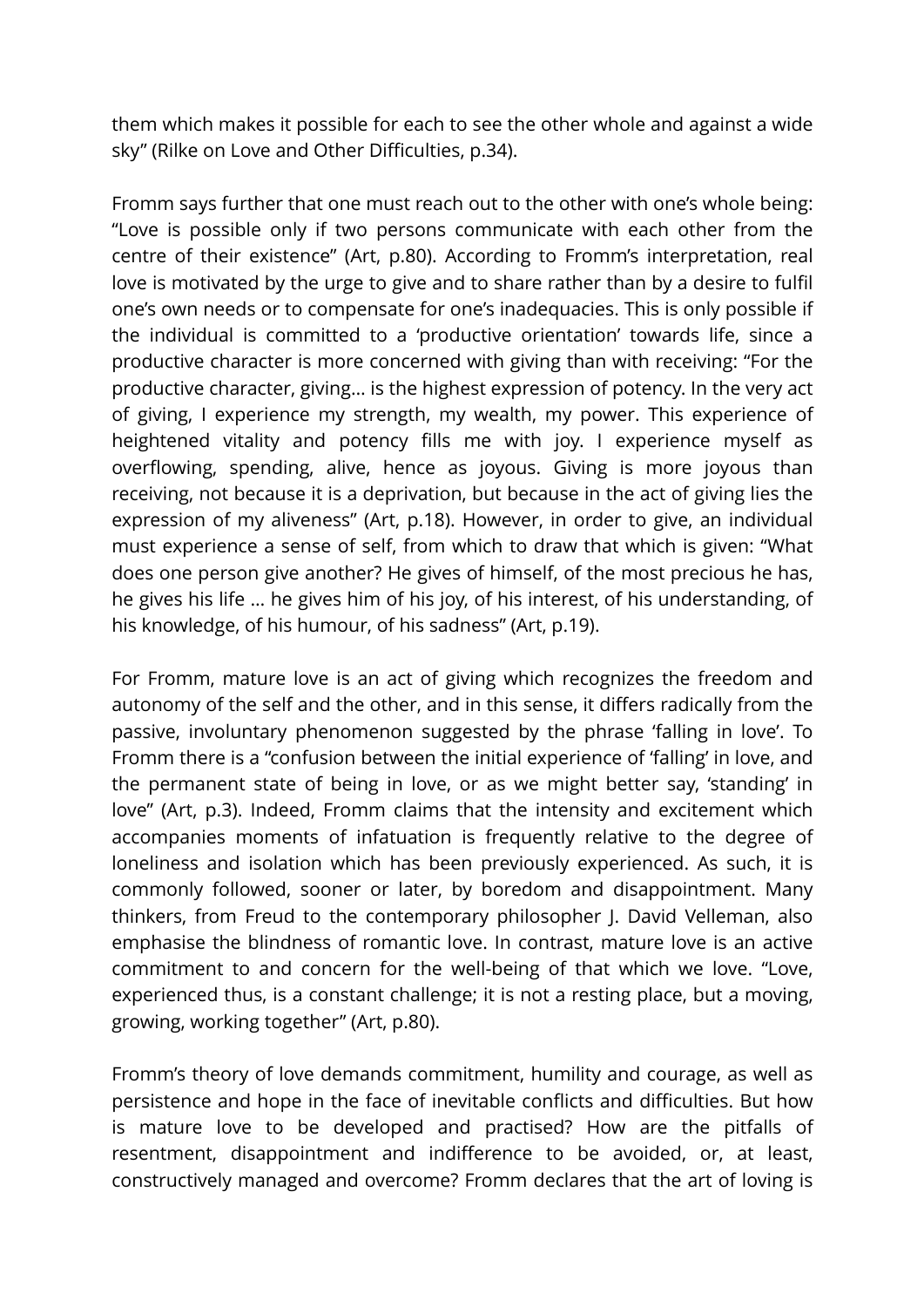them which makes it possible for each to see the other whole and against a wide sky" (Rilke on Love and Other Difficulties, p.34).

Fromm says further that one must reach out to the other with one's whole being: "Love is possible only if two persons communicate with each other from the centre of their existence" (Art, p.80). According to Fromm's interpretation, real love is motivated by the urge to give and to share rather than by a desire to fulfil one's own needs or to compensate for one's inadequacies. This is only possible if the individual is committed to a 'productive orientation' towards life, since a productive character is more concerned with giving than with receiving: "For the productive character, giving… is the highest expression of potency. In the very act of giving, I experience my strength, my wealth, my power. This experience of heightened vitality and potency fills me with joy. I experience myself as overflowing, spending, alive, hence as joyous. Giving is more joyous than receiving, not because it is a deprivation, but because in the act of giving lies the expression of my aliveness" (Art, p.18). However, in order to give, an individual must experience a sense of self, from which to draw that which is given: "What does one person give another? He gives of himself, of the most precious he has, he gives his life … he gives him of his joy, of his interest, of his understanding, of his knowledge, of his humour, of his sadness" (Art, p.19).

For Fromm, mature love is an act of giving which recognizes the freedom and autonomy of the self and the other, and in this sense, it differs radically from the passive, involuntary phenomenon suggested by the phrase 'falling in love'. To Fromm there is a "confusion between the initial experience of 'falling' in love, and the permanent state of being in love, or as we might better say, 'standing' in love" (Art, p.3). Indeed, Fromm claims that the intensity and excitement which accompanies moments of infatuation is frequently relative to the degree of loneliness and isolation which has been previously experienced. As such, it is commonly followed, sooner or later, by boredom and disappointment. Many thinkers, from Freud to the contemporary philosopher J. David Velleman, also emphasise the blindness of romantic love. In contrast, mature love is an active commitment to and concern for the well-being of that which we love. "Love, experienced thus, is a constant challenge; it is not a resting place, but a moving, growing, working together" (Art, p.80).

Fromm's theory of love demands commitment, humility and courage, as well as persistence and hope in the face of inevitable conflicts and difficulties. But how is mature love to be developed and practised? How are the pitfalls of resentment, disappointment and indifference to be avoided, or, at least, constructively managed and overcome? Fromm declares that the art of loving is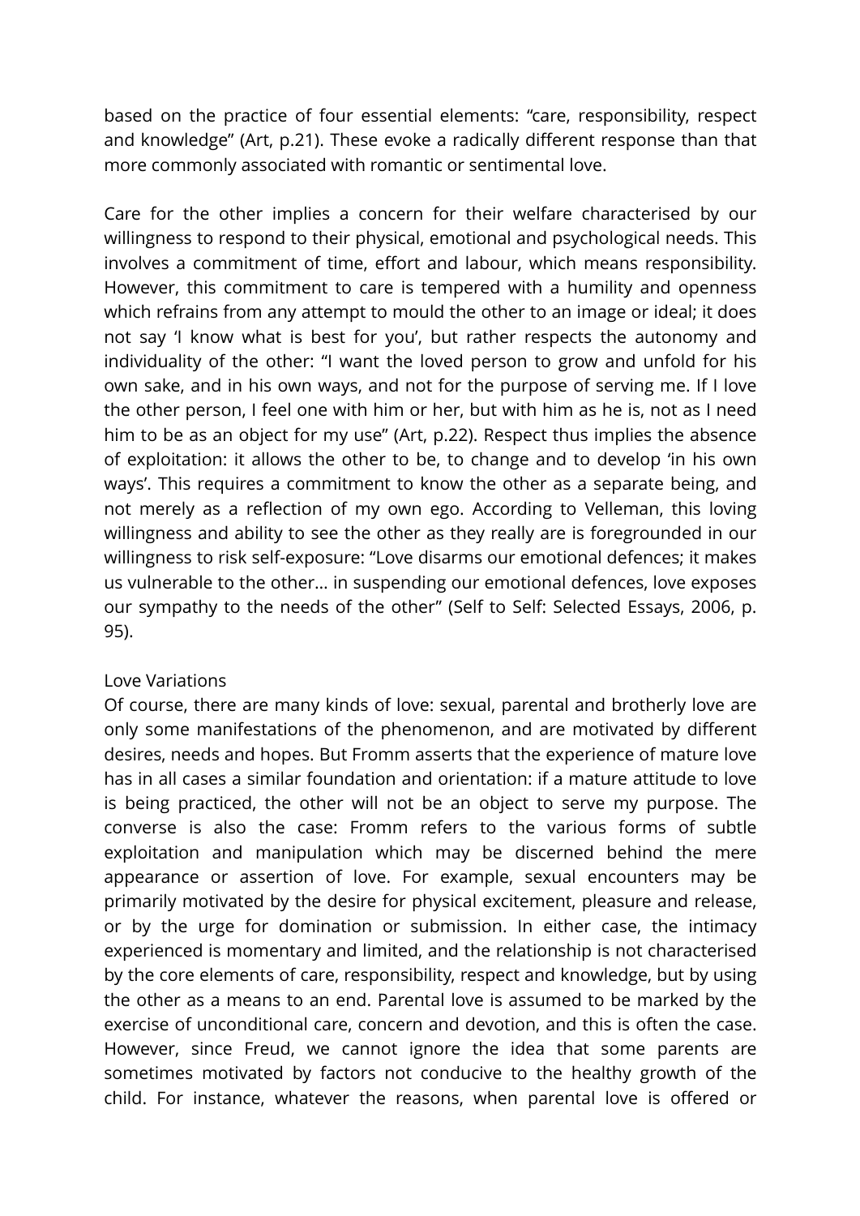based on the practice of four essential elements: “care, responsibility, respect and knowledge” (Art, p.21). These evoke a radically different response than that more commonly associated with romantic or sentimental love.

Care for the other implies a concern for their welfare characterised by our willingness to respond to their physical, emotional and psychological needs. This involves a commitment of time, effort and labour, which means responsibility. However, this commitment to care is tempered with a humility and openness which refrains from any attempt to mould the other to an image or ideal; it does not say ‘I know what is best for you’, but rather respects the autonomy and individuality of the other: “I want the loved person to grow and unfold for his own sake, and in his own ways, and not for the purpose of serving me. If I love the other person, I feel one with him or her, but with him as he is, not as I need him to be as an object for my use” (Art, p.22). Respect thus implies the absence of exploitation: it allows the other to be, to change and to develop ‘in his own ways’. This requires a commitment to know the other as a separate being, and not merely as a reflection of my own ego. According to Velleman, this loving willingness and ability to see the other as they really are is foregrounded in our willingness to risk self-exposure: “Love disarms our emotional defences; it makes us vulnerable to the other… in suspending our emotional defences, love exposes our sympathy to the needs of the other” (Self to Self: Selected Essays, 2006, p. 95).

## Love Variations

Of course, there are many kinds of love: sexual, parental and brotherly love are only some manifestations of the phenomenon, and are motivated by different desires, needs and hopes. But Fromm asserts that the experience of mature love has in all cases a similar foundation and orientation: if a mature attitude to love is being practiced, the other will not be an object to serve my purpose. The converse is also the case: Fromm refers to the various forms of subtle exploitation and manipulation which may be discerned behind the mere appearance or assertion of love. For example, sexual encounters may be primarily motivated by the desire for physical excitement, pleasure and release, or by the urge for domination or submission. In either case, the intimacy experienced is momentary and limited, and the relationship is not characterised by the core elements of care, responsibility, respect and knowledge, but by using the other as a means to an end. Parental love is assumed to be marked by the exercise of unconditional care, concern and devotion, and this is often the case. However, since Freud, we cannot ignore the idea that some parents are sometimes motivated by factors not conducive to the healthy growth of the child. For instance, whatever the reasons, when parental love is offered or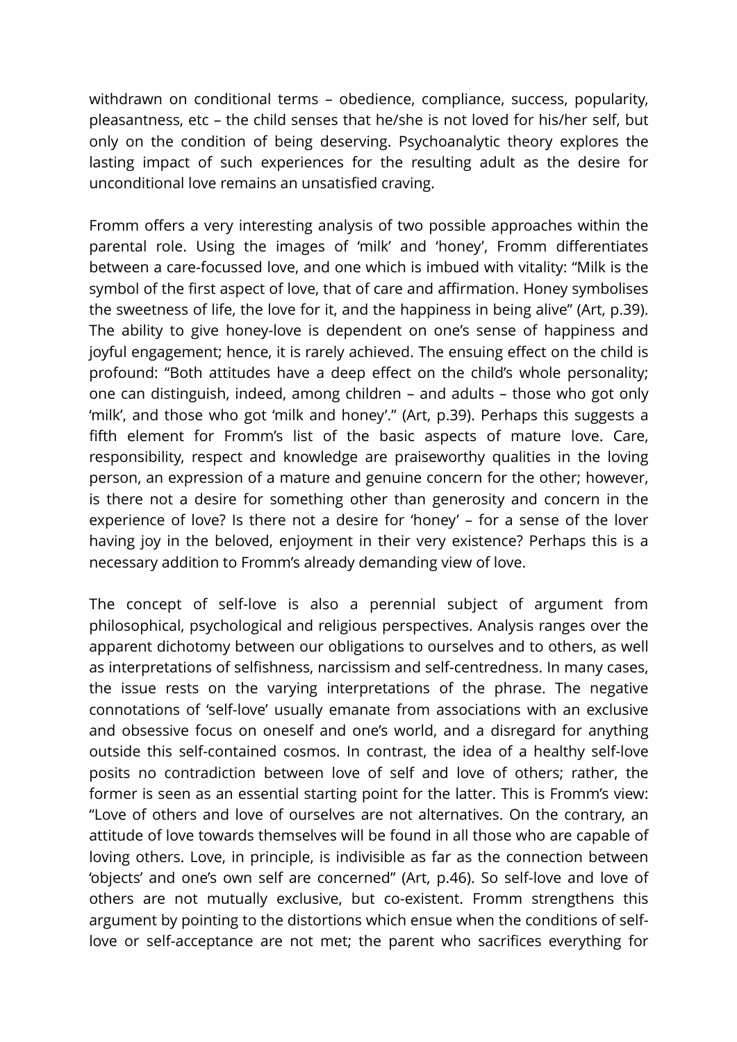withdrawn on conditional terms – obedience, compliance, success, popularity, pleasantness, etc – the child senses that he/she is not loved for his/her self, but only on the condition of being deserving. Psychoanalytic theory explores the lasting impact of such experiences for the resulting adult as the desire for unconditional love remains an unsatisfied craving.

Fromm offers a very interesting analysis of two possible approaches within the parental role. Using the images of 'milk' and 'honey', Fromm differentiates between a care-focussed love, and one which is imbued with vitality: "Milk is the symbol of the first aspect of love, that of care and affirmation. Honey symbolises the sweetness of life, the love for it, and the happiness in being alive" (Art, p.39). The ability to give honey-love is dependent on one's sense of happiness and joyful engagement; hence, it is rarely achieved. The ensuing effect on the child is profound: "Both attitudes have a deep effect on the child's whole personality; one can distinguish, indeed, among children – and adults – those who got only 'milk', and those who got 'milk and honey'." (Art, p.39). Perhaps this suggests a fifth element for Fromm's list of the basic aspects of mature love. Care, responsibility, respect and knowledge are praiseworthy qualities in the loving person, an expression of a mature and genuine concern for the other; however, is there not a desire for something other than generosity and concern in the experience of love? Is there not a desire for 'honey' – for a sense of the lover having joy in the beloved, enjoyment in their very existence? Perhaps this is a necessary addition to Fromm's already demanding view of love.

The concept of self-love is also a perennial subject of argument from philosophical, psychological and religious perspectives. Analysis ranges over the apparent dichotomy between our obligations to ourselves and to others, as well as interpretations of selfishness, narcissism and self-centredness. In many cases, the issue rests on the varying interpretations of the phrase. The negative connotations of 'self-love' usually emanate from associations with an exclusive and obsessive focus on oneself and one's world, and a disregard for anything outside this self-contained cosmos. In contrast, the idea of a healthy self-love posits no contradiction between love of self and love of others; rather, the former is seen as an essential starting point for the latter. This is Fromm's view: "Love of others and love of ourselves are not alternatives. On the contrary, an attitude of love towards themselves will be found in all those who are capable of loving others. Love, in principle, is indivisible as far as the connection between 'objects' and one's own self are concerned" (Art, p.46). So self-love and love of others are not mutually exclusive, but co-existent. Fromm strengthens this argument by pointing to the distortions which ensue when the conditions of self-love or self-acceptance are not met; the parent who sacrifices everything for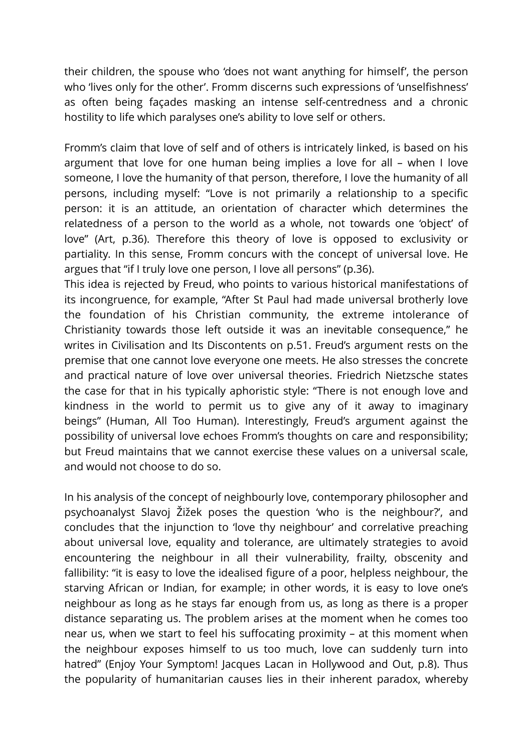their children, the spouse who 'does not want anything for himself', the person who 'lives only for the other'. Fromm discerns such expressions of 'unselfishness' as often being façades masking an intense self-centredness and a chronic hostility to life which paralyses one's ability to love self or others.

Fromm's claim that love of self and of others is intricately linked, is based on his argument that love for one human being implies a love for all – when I love someone, I love the humanity of that person, therefore, I love the humanity of all persons, including myself: "Love is not primarily a relationship to a specific person: it is an attitude, an orientation of character which determines the relatedness of a person to the world as a whole, not towards one 'object' of love" (Art, p.36). Therefore this theory of love is opposed to exclusivity or partiality. In this sense, Fromm concurs with the concept of universal love. He argues that "if I truly love one person, I love all persons" (p.36).
This idea is rejected by Freud, who points to various historical manifestations of its incongruence, for example, "After St Paul had made universal brotherly love the foundation of his Christian community, the extreme intolerance of Christianity towards those left outside it was an inevitable consequence," he writes in Civilisation and Its Discontents on p.51. Freud's argument rests on the premise that one cannot love everyone one meets. He also stresses the concrete and practical nature of love over universal theories. Friedrich Nietzsche states the case for that in his typically aphoristic style: "There is not enough love and kindness in the world to permit us to give any of it away to imaginary beings" (Human, All Too Human). Interestingly, Freud's argument against the possibility of universal love echoes Fromm's thoughts on care and responsibility; but Freud maintains that we cannot exercise these values on a universal scale, and would not choose to do so.

In his analysis of the concept of neighbourly love, contemporary philosopher and psychoanalyst Slavoj Žižek poses the question 'who is the neighbour?', and concludes that the injunction to 'love thy neighbour' and correlative preaching about universal love, equality and tolerance, are ultimately strategies to avoid encountering the neighbour in all their vulnerability, frailty, obscenity and fallibility: "it is easy to love the idealised figure of a poor, helpless neighbour, the starving African or Indian, for example; in other words, it is easy to love one's neighbour as long as he stays far enough from us, as long as there is a proper distance separating us. The problem arises at the moment when he comes too near us, when we start to feel his suffocating proximity – at this moment when the neighbour exposes himself to us too much, love can suddenly turn into hatred" (Enjoy Your Symptom! Jacques Lacan in Hollywood and Out, p.8). Thus the popularity of humanitarian causes lies in their inherent paradox, whereby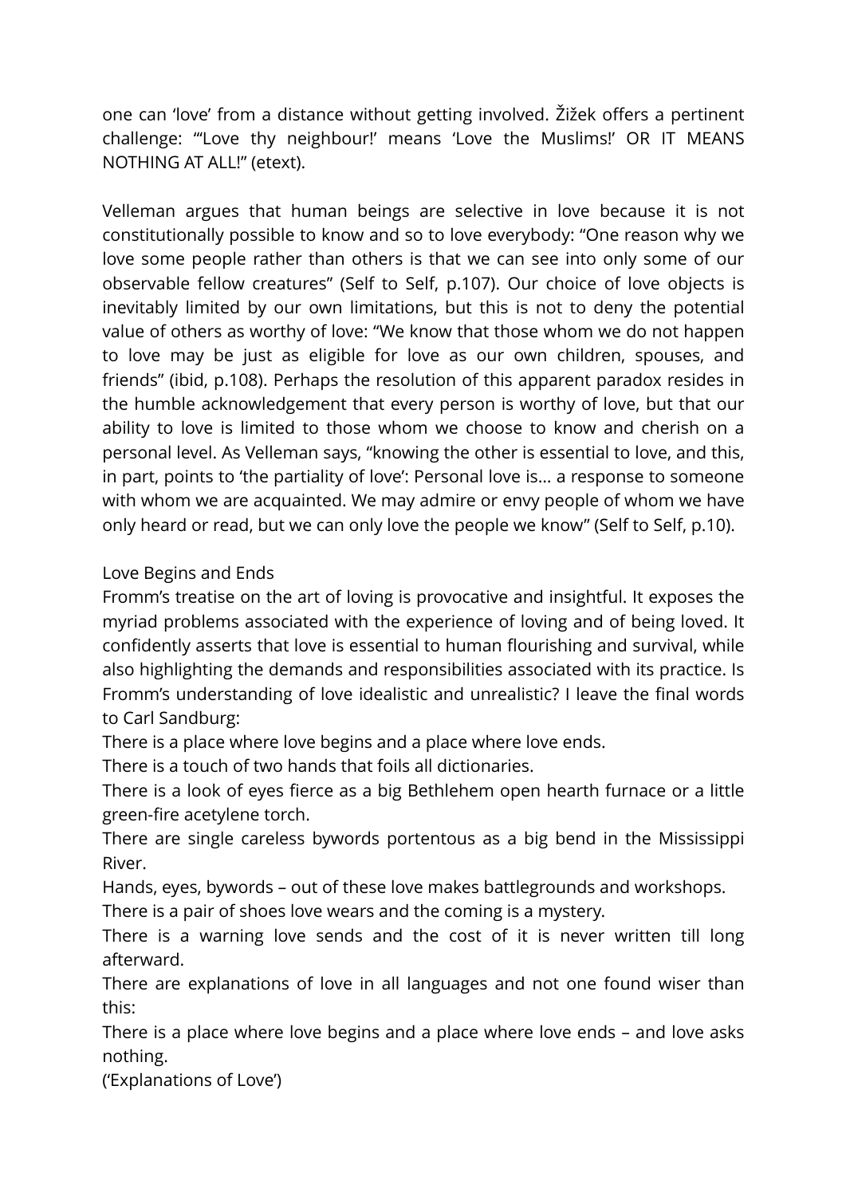one can 'love' from a distance without getting involved. Žižek offers a pertinent challenge: "'Love thy neighbour!' means 'Love the Muslims!' OR IT MEANS NOTHING AT ALL!" (etext).

Velleman argues that human beings are selective in love because it is not constitutionally possible to know and so to love everybody: "One reason why we love some people rather than others is that we can see into only some of our observable fellow creatures" (Self to Self, p.107). Our choice of love objects is inevitably limited by our own limitations, but this is not to deny the potential value of others as worthy of love: "We know that those whom we do not happen to love may be just as eligible for love as our own children, spouses, and friends" (ibid, p.108). Perhaps the resolution of this apparent paradox resides in the humble acknowledgement that every person is worthy of love, but that our ability to love is limited to those whom we choose to know and cherish on a personal level. As Velleman says, "knowing the other is essential to love, and this, in part, points to 'the partiality of love': Personal love is... a response to someone with whom we are acquainted. We may admire or envy people of whom we have only heard or read, but we can only love the people we know" (Self to Self, p.10).

## Love Begins and Ends

Fromm's treatise on the art of loving is provocative and insightful. It exposes the myriad problems associated with the experience of loving and of being loved. It confidently asserts that love is essential to human flourishing and survival, while also highlighting the demands and responsibilities associated with its practice. Is Fromm's understanding of love idealistic and unrealistic? I leave the final words to Carl Sandburg:

There is a place where love begins and a place where love ends.  
There is a touch of two hands that foils all dictionaries.  
There is a look of eyes fierce as a big Bethlehem open hearth furnace or a little green-fire acetylene torch.  
There are single careless bywords portentous as a big bend in the Mississippi River.  
Hands, eyes, bywords – out of these love makes battlegrounds and workshops.  
There is a pair of shoes love wears and the coming is a mystery.  
There is a warning love sends and the cost of it is never written till long afterward.  
There are explanations of love in all languages and not one found wiser than this:  
There is a place where love begins and a place where love ends – and love asks nothing.  
('Explanations of Love')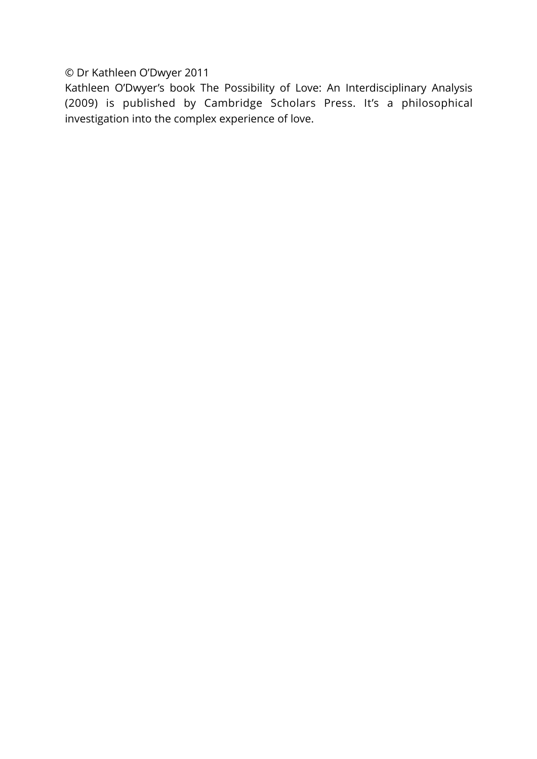© Dr Kathleen O'Dwyer 2011

Kathleen O'Dwyer's book The Possibility of Love: An Interdisciplinary Analysis (2009) is published by Cambridge Scholars Press. It's a philosophical investigation into the complex experience of love.